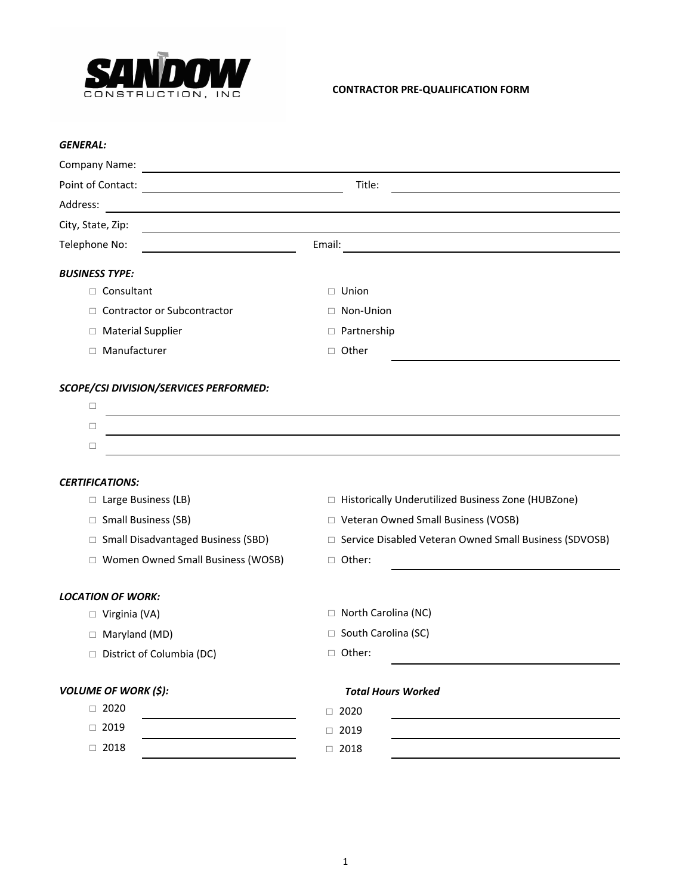SANDOW CONSTRUCTION, INC

# CONTRACTOR PRE-QUALIFICATION FORM

***GENERAL:***

Company Name: ____________________

Point of Contact: ____________________ Title: ____________________

Address: ____________________

City, State, Zip: ____________________

Telephone No: ____________________ Email: ____________________

***BUSINESS TYPE:***

- ☐ Consultant
- ☐ Contractor or Subcontractor
- ☐ Material Supplier
- ☐ Manufacturer
- ☐ Union
- ☐ Non-Union
- ☐ Partnership
- ☐ Other ____________________

***SCOPE/CSI DIVISION/SERVICES PERFORMED:***

- ☐ ____________________
- ☐ ____________________
- ☐ ____________________

***CERTIFICATIONS:***

- ☐ Large Business (LB)
- ☐ Small Business (SB)
- ☐ Small Disadvantaged Business (SBD)
- ☐ Women Owned Small Business (WOSB)
- ☐ Historically Underutilized Business Zone (HUBZone)
- ☐ Veteran Owned Small Business (VOSB)
- ☐ Service Disabled Veteran Owned Small Business (SDVOSB)
- ☐ Other: ____________________

***LOCATION OF WORK:***

- ☐ Virginia (VA)
- ☐ Maryland (MD)
- ☐ District of Columbia (DC)
- ☐ North Carolina (NC)
- ☐ South Carolina (SC)
- ☐ Other: ____________________

| ***VOLUME OF WORK ($):*** | | ***Total Hours Worked*** | |
|---|---|---|---|
| ☐ 2020 | ____________ | ☐ 2020 | ____________ |
| ☐ 2019 | ____________ | ☐ 2019 | ____________ |
| ☐ 2018 | ____________ | ☐ 2018 | ____________ |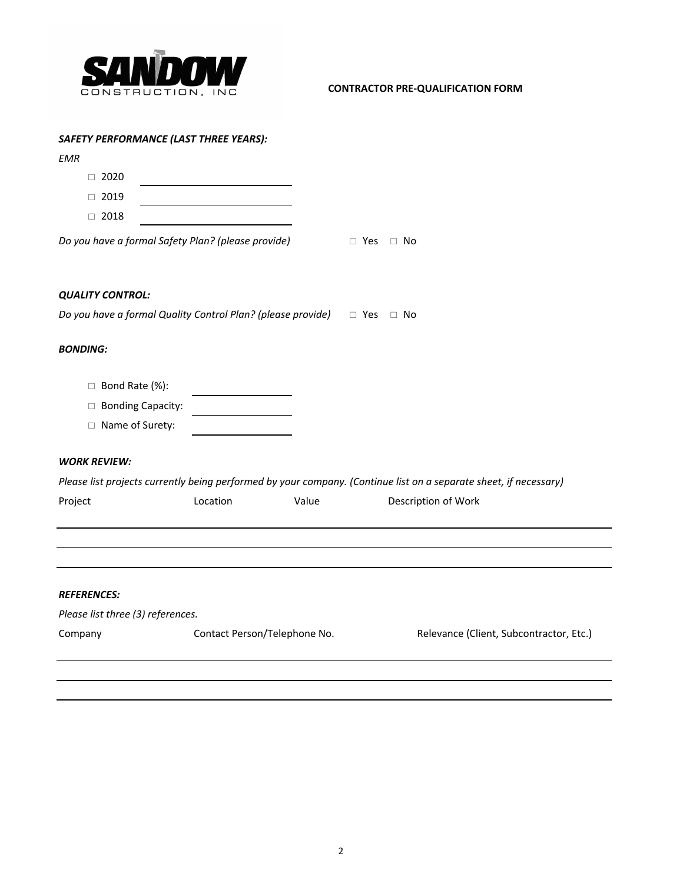**CONTRACTOR PRE-QUALIFICATION FORM**

***SAFETY PERFORMANCE (LAST THREE YEARS):***

*EMR*

- □ 2020 ____________________
- □ 2019 ____________________
- □ 2018 ____________________

*Do you have a formal Safety Plan? (please provide)* □ Yes □ No

***QUALITY CONTROL:***

*Do you have a formal Quality Control Plan? (please provide)* □ Yes □ No

***BONDING:***

- □ Bond Rate (%): ____________________
- □ Bonding Capacity: ____________________
- □ Name of Surety: ____________________

***WORK REVIEW:***

*Please list projects currently being performed by your company. (Continue list on a separate sheet, if necessary)*

| Project | Location | Value | Description of Work |
|---|---|---|---|
| | | | |
| | | | |
| | | | |

***REFERENCES:***

*Please list three (3) references.*

| Company | Contact Person/Telephone No. | Relevance (Client, Subcontractor, Etc.) |
|---|---|---|
| | | |
| | | |
| | | |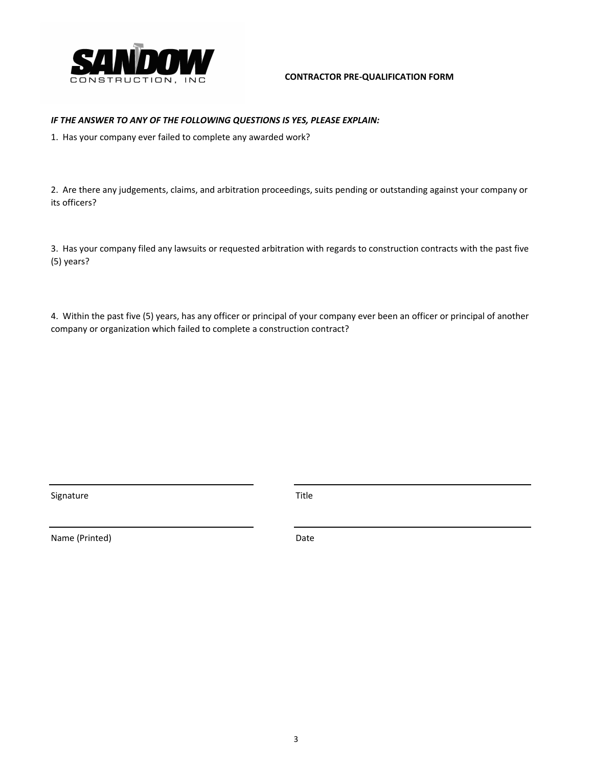**SANDOW CONSTRUCTION, INC**

**CONTRACTOR PRE-QUALIFICATION FORM**

***IF THE ANSWER TO ANY OF THE FOLLOWING QUESTIONS IS YES, PLEASE EXPLAIN:***

1. Has your company ever failed to complete any awarded work?

2. Are there any judgements, claims, and arbitration proceedings, suits pending or outstanding against your company or its officers?

3. Has your company filed any lawsuits or requested arbitration with regards to construction contracts with the past five (5) years?

4. Within the past five (5) years, has any officer or principal of your company ever been an officer or principal of another company or organization which failed to complete a construction contract?

\_\_\_\_\_\_\_\_\_\_\_\_\_\_\_\_\_\_\_\_\_\_\_\_\_\_\_\_\_\_\_\_\_\_\_\_\_\_\_\_

Signature

\_\_\_\_\_\_\_\_\_\_\_\_\_\_\_\_\_\_\_\_\_\_\_\_\_\_\_\_\_\_\_\_\_\_\_\_\_\_\_\_

Title

\_\_\_\_\_\_\_\_\_\_\_\_\_\_\_\_\_\_\_\_\_\_\_\_\_\_\_\_\_\_\_\_\_\_\_\_\_\_\_\_

Name (Printed)

\_\_\_\_\_\_\_\_\_\_\_\_\_\_\_\_\_\_\_\_\_\_\_\_\_\_\_\_\_\_\_\_\_\_\_\_\_\_\_\_

Date